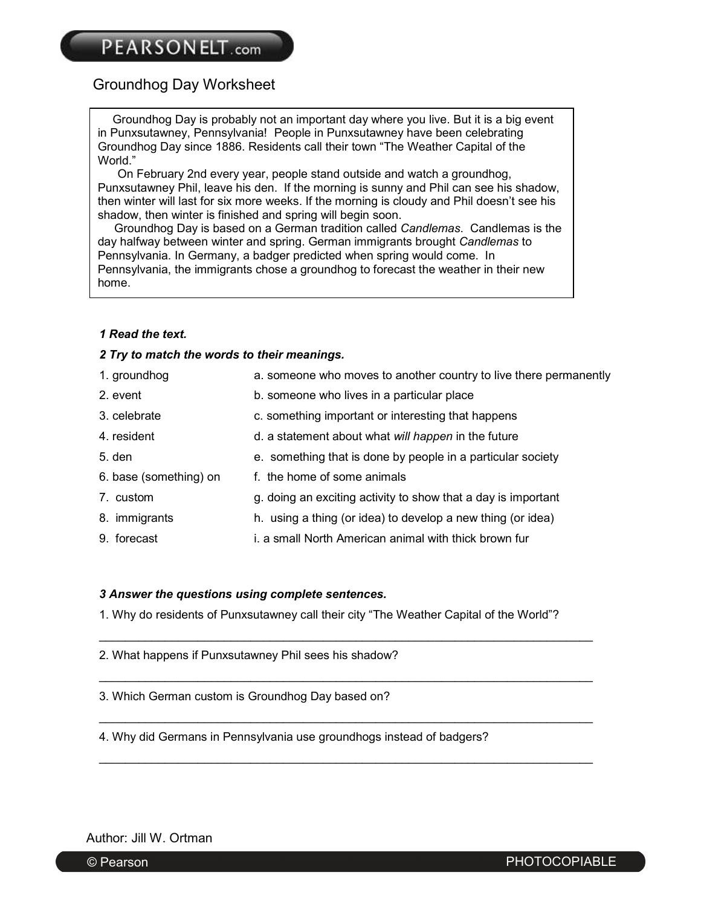# Groundhog Day Worksheet

Groundhog Day is probably not an important day where you live. But it is a big event in Punxsutawney, Pennsylvania! People in Punxsutawney have been celebrating Groundhog Day since 1886. Residents call their town "The Weather Capital of the World."

On February 2nd every year, people stand outside and watch a groundhog, Punxsutawney Phil, leave his den. If the morning is sunny and Phil can see his shadow, then winter will last for six more weeks. If the morning is cloudy and Phil doesn't see his shadow, then winter is finished and spring will begin soon.

Groundhog Day is based on a German tradition called *Candlemas*. Candlemas is the day halfway between winter and spring. German immigrants brought *Candlemas* to Pennsylvania. In Germany, a badger predicted when spring would come. In Pennsylvania, the immigrants chose a groundhog to forecast the weather in their new home.

***1 Read the text.***

***2 Try to match the words to their meanings.***

| | |
|---|---|
| 1. groundhog | a. someone who moves to another country to live there permanently |
| 2. event | b. someone who lives in a particular place |
| 3. celebrate | c. something important or interesting that happens |
| 4. resident | d. a statement about what *will happen* in the future |
| 5. den | e. something that is done by people in a particular society |
| 6. base (something) on | f. the home of some animals |
| 7. custom | g. doing an exciting activity to show that a day is important |
| 8. immigrants | h. using a thing (or idea) to develop a new thing (or idea) |
| 9. forecast | i. a small North American animal with thick brown fur |

***3 Answer the questions using complete sentences.***

1. Why do residents of Punxsutawney call their city "The Weather Capital of the World"?

_______________________________________________________________________________

2. What happens if Punxsutawney Phil sees his shadow?

_______________________________________________________________________________

3. Which German custom is Groundhog Day based on?

_______________________________________________________________________________

4. Why did Germans in Pennsylvania use groundhogs instead of badgers?

_______________________________________________________________________________

Author: Jill W. Ortman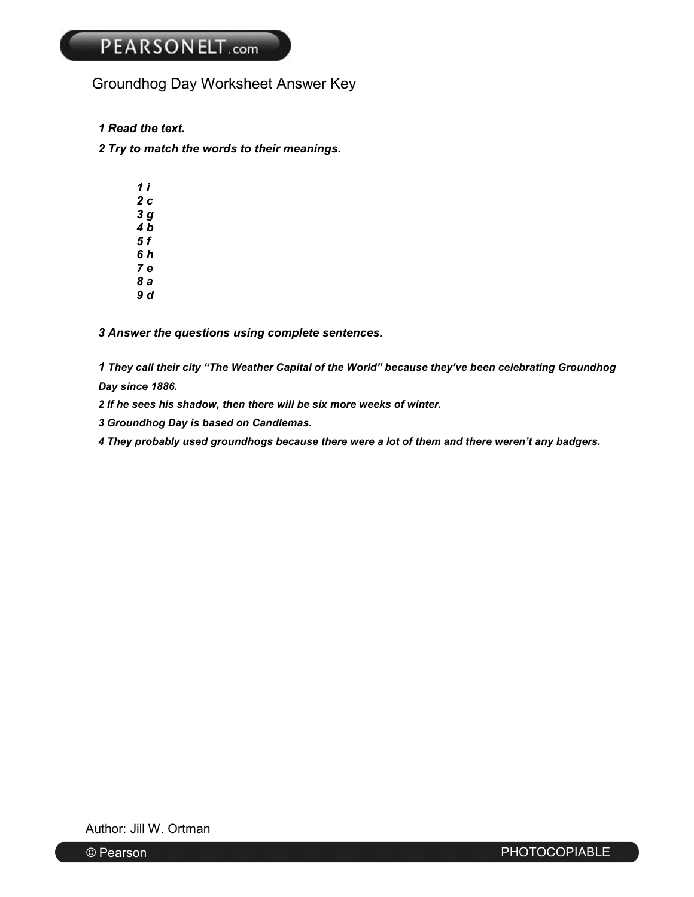# Groundhog Day Worksheet Answer Key

***1 Read the text.***

***2 Try to match the words to their meanings.***

***1 i***
***2 c***
***3 g***
***4 b***
***5 f***
***6 h***
***7 e***
***8 a***
***9 d***

***3 Answer the questions using complete sentences.***

***1 They call their city "The Weather Capital of the World" because they've been celebrating Groundhog Day since 1886.***

***2 If he sees his shadow, then there will be six more weeks of winter.***

***3 Groundhog Day is based on Candlemas.***

***4 They probably used groundhogs because there were a lot of them and there weren't any badgers.***

Author: Jill W. Ortman

© Pearson PHOTOCOPIABLE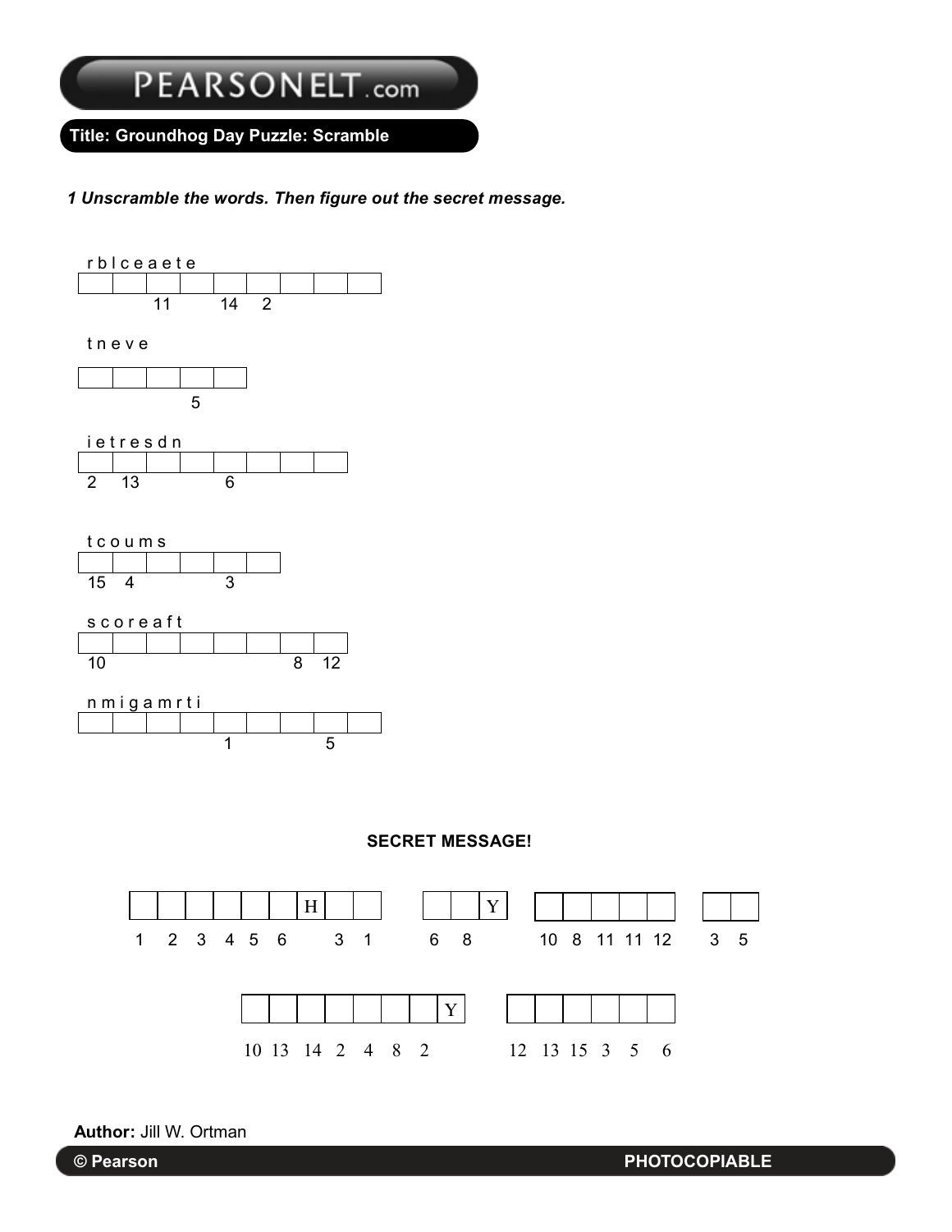# PEARSONELT.com

**Title: Groundhog Day Puzzle: Scramble**

***1 Unscramble the words. Then figure out the secret message.***

r b l c e a e t e

| | | | | | | | | |
|---|---|---|---|---|---|---|---|---|
| | | 11 | | 14 | 2 | | | |

t n e v e

| | | | | |
|---|---|---|---|---|
| | | | 5 | |

i e t r e s d n

| | | | | | | | |
|---|---|---|---|---|---|---|---|
| 2 | 13 | | | 6 | | | |

t c o u m s

| | | | | | |
|---|---|---|---|---|---|
| 15 | 4 | | | 3 | |

s c o r e a f t

| | | | | | | | |
|---|---|---|---|---|---|---|---|
| 10 | | | | | | 8 | 12 |

n m i g a m r t i

| | | | | | | | | |
|---|---|---|---|---|---|---|---|---|
| | | | | 1 | | | 5 | |

**SECRET MESSAGE!**

| | | | | | | H | | |
|---|---|---|---|---|---|---|---|---|
| 1 | 2 | 3 | 4 | 5 | 6 | | 3 | 1 |

| | | Y |
|---|---|---|
| 6 | 8 | |

| | | | | |
|---|---|---|---|---|
| 10 | 8 | 11 | 11 | 12 |

| | |
|---|---|
| 3 | 5 |

| | | | | | | | Y |
|---|---|---|---|---|---|---|---|
| 10 | 13 | 14 | 2 | 4 | 8 | 2 | |

| | | | | | |
|---|---|---|---|---|---|
| 12 | 13 | 15 | 3 | 5 | 6 |

**Author:** Jill W. Ortman

**© Pearson** **PHOTOCOPIABLE**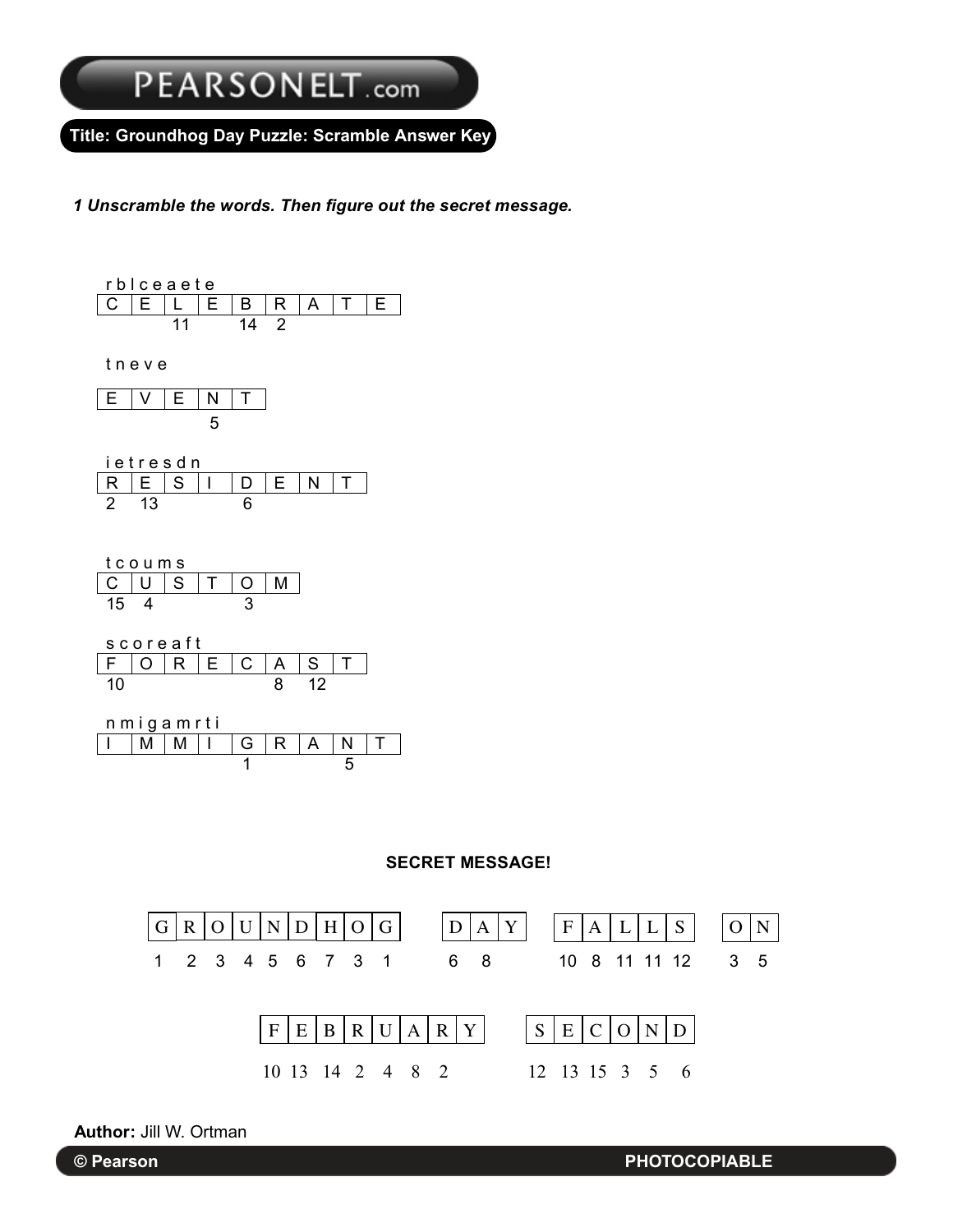**Title: Groundhog Day Puzzle: Scramble Answer Key**

***1 Unscramble the words. Then figure out the secret message.***

r b l c e a e t e

| C | E | L | E | B | R | A | T | E |
|---|---|---|---|---|---|---|---|---|
|  |  | 11 |  | 14 | 2 |  |  |  |

t n e v e

| E | V | E | N | T |
|---|---|---|---|---|
|  |  |  | 5 |  |

i e t r e s d n

| R | E | S | I | D | E | N | T |
|---|---|---|---|---|---|---|---|
| 2 | 13 |  |  | 6 |  |  |  |

t c o u m s

| C | U | S | T | O | M |
|---|---|---|---|---|---|
| 15 | 4 |  |  | 3 |  |

s c o r e a f t

| F | O | R | E | C | A | S | T |
|---|---|---|---|---|---|---|---|
| 10 |  |  |  |  | 8 | 12 |  |

n m i g a m r t i

| I | M | M | I | G | R | A | N | T |
|---|---|---|---|---|---|---|---|---|
|  |  |  |  | 1 |  |  | 5 |  |

**SECRET MESSAGE!**

| G | R | O | U | N | D | H | O | G |
|---|---|---|---|---|---|---|---|---|
| 1 | 2 | 3 | 4 | 5 | 6 | 7 | 3 | 1 |

| D | A | Y |
|---|---|---|
| 6 | 8 |  |

| F | A | L | L | S |
|---|---|---|---|---|
| 10 | 8 | 11 | 11 | 12 |

| O | N |
|---|---|
| 3 | 5 |

| F | E | B | R | U | A | R | Y |
|---|---|---|---|---|---|---|---|
| 10 | 13 | 14 | 2 | 4 | 8 | 2 |  |

| S | E | C | O | N | D |
|---|---|---|---|---|---|
| 12 | 13 | 15 | 3 | 5 | 6 |

**Author:** Jill W. Ortman

**© Pearson** **PHOTOCOPIABLE**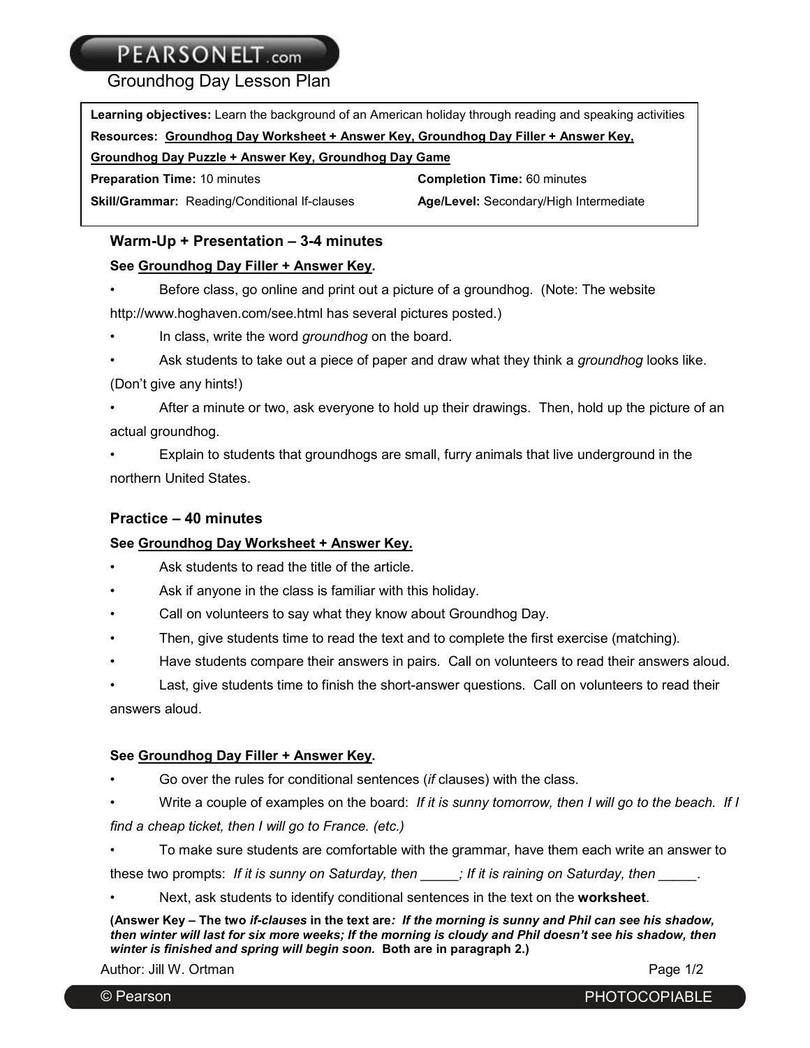# Groundhog Day Lesson Plan

| | |
|---|---|
| **Learning objectives:** Learn the background of an American holiday through reading and speaking activities | |
| **Resources:** **Groundhog Day Worksheet + Answer Key, Groundhog Day Filler + Answer Key, Groundhog Day Puzzle + Answer Key, Groundhog Day Game** | |
| **Preparation Time:** 10 minutes | **Completion Time:** 60 minutes |
| **Skill/Grammar:** Reading/Conditional If-clauses | **Age/Level:** Secondary/High Intermediate |

### Warm-Up + Presentation – 3-4 minutes

**See Groundhog Day Filler + Answer Key.**

- Before class, go online and print out a picture of a groundhog. (Note: The website http://www.hoghaven.com/see.html has several pictures posted.)
- In class, write the word *groundhog* on the board.
- Ask students to take out a piece of paper and draw what they think a *groundhog* looks like. (Don't give any hints!)
- After a minute or two, ask everyone to hold up their drawings. Then, hold up the picture of an actual groundhog.
- Explain to students that groundhogs are small, furry animals that live underground in the northern United States.

### Practice – 40 minutes

**See Groundhog Day Worksheet + Answer Key.**

- Ask students to read the title of the article.
- Ask if anyone in the class is familiar with this holiday.
- Call on volunteers to say what they know about Groundhog Day.
- Then, give students time to read the text and to complete the first exercise (matching).
- Have students compare their answers in pairs. Call on volunteers to read their answers aloud.
- Last, give students time to finish the short-answer questions. Call on volunteers to read their answers aloud.

**See Groundhog Day Filler + Answer Key.**

- Go over the rules for conditional sentences (*if* clauses) with the class.
- Write a couple of examples on the board: *If it is sunny tomorrow, then I will go to the beach. If I find a cheap ticket, then I will go to France. (etc.)*
- To make sure students are comfortable with the grammar, have them each write an answer to these two prompts: *If it is sunny on Saturday, then \_\_\_\_\_; If it is raining on Saturday, then \_\_\_\_\_.*
- Next, ask students to identify conditional sentences in the text on the **worksheet**.

**(Answer Key – The two *if-clauses* in the text are*: If the morning is sunny and Phil can see his shadow, then winter will last for six more weeks; If the morning is cloudy and Phil doesn't see his shadow, then winter is finished and spring will begin soon.* Both are in paragraph 2.)**

Author: Jill W. Ortman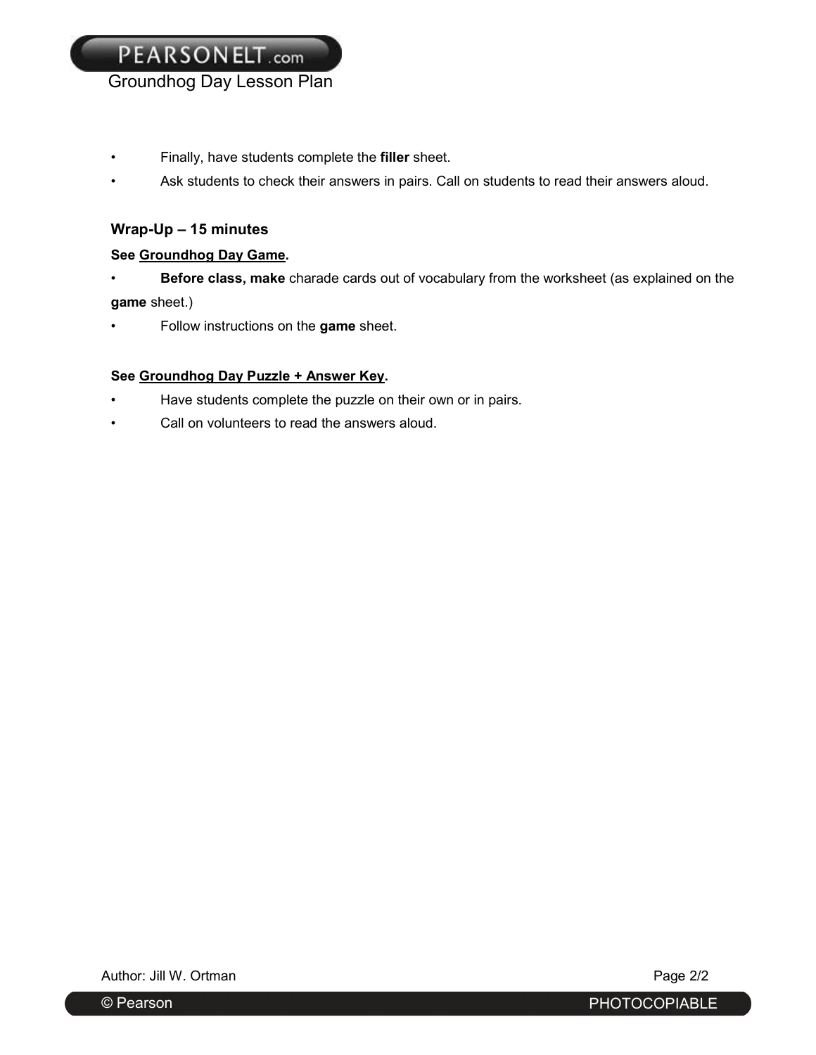- Finally, have students complete the **filler** sheet.
- Ask students to check their answers in pairs. Call on students to read their answers aloud.

**Wrap-Up – 15 minutes**

**See Groundhog Day Game.**

- **Before class, make** charade cards out of vocabulary from the worksheet (as explained on the **game** sheet.)
- Follow instructions on the **game** sheet.

**See Groundhog Day Puzzle + Answer Key.**

- Have students complete the puzzle on their own or in pairs.
- Call on volunteers to read the answers aloud.

Author: Jill W. Ortman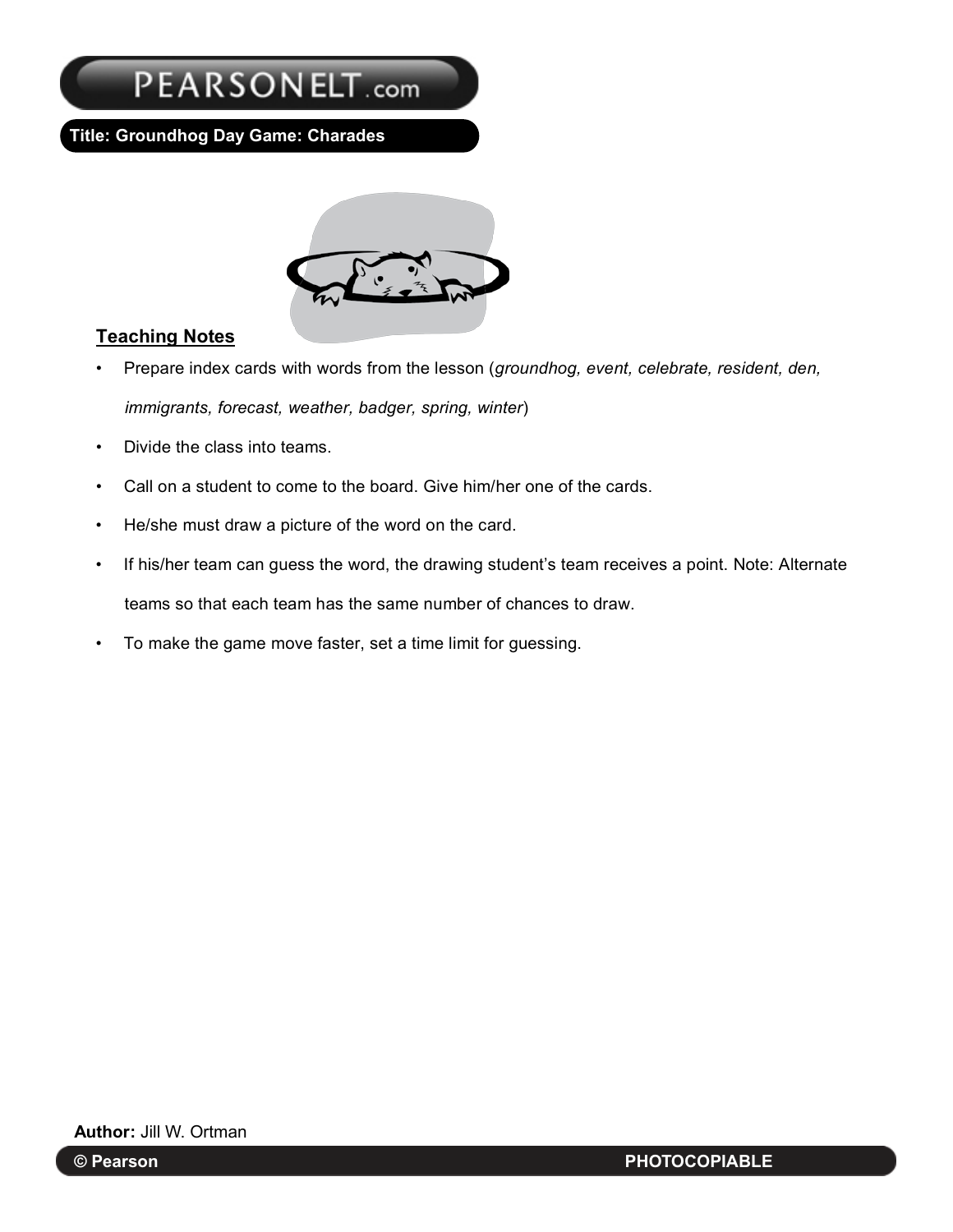Title: Groundhog Day Game: Charades

## Teaching Notes

- Prepare index cards with words from the lesson (*groundhog, event, celebrate, resident, den, immigrants, forecast, weather, badger, spring, winter*)
- Divide the class into teams.
- Call on a student to come to the board. Give him/her one of the cards.
- He/she must draw a picture of the word on the card.
- If his/her team can guess the word, the drawing student's team receives a point. Note: Alternate teams so that each team has the same number of chances to draw.
- To make the game move faster, set a time limit for guessing.

**Author:** Jill W. Ortman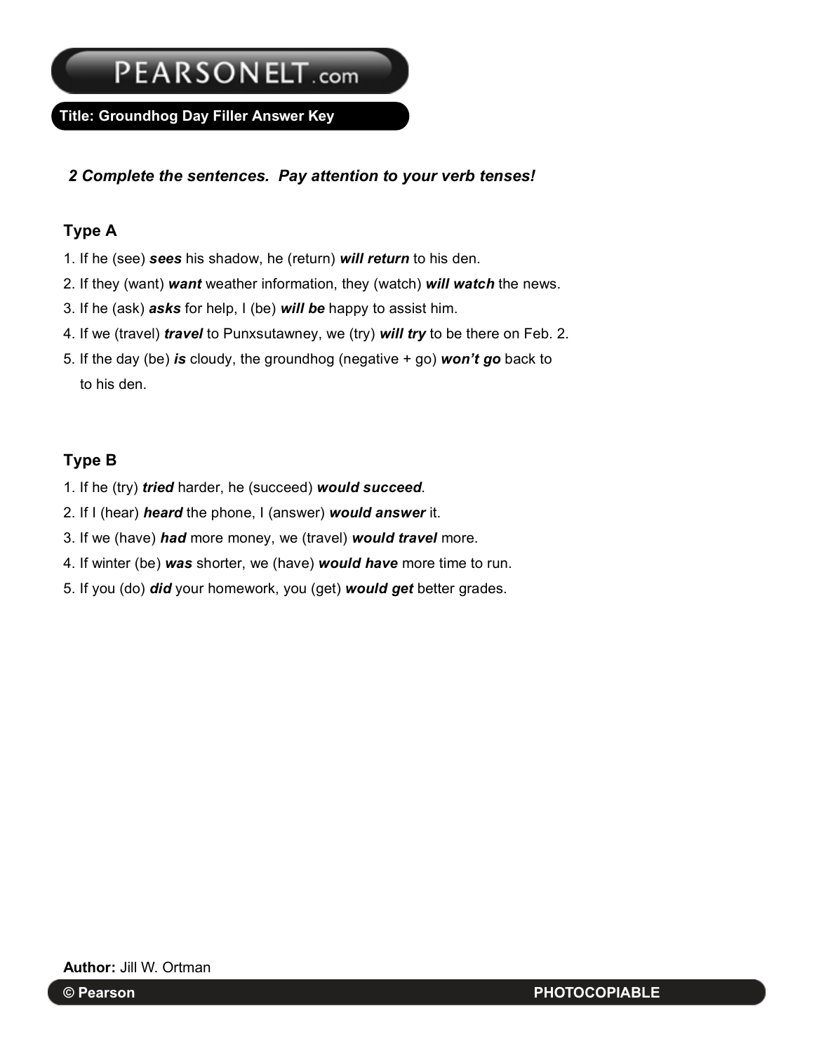PEARSONELT.com

**Title: Groundhog Day Filler Answer Key**

***2 Complete the sentences. Pay attention to your verb tenses!***

### Type A

1. If he (see) ***sees*** his shadow, he (return) ***will return*** to his den.
2. If they (want) ***want*** weather information, they (watch) ***will watch*** the news.
3. If he (ask) ***asks*** for help, I (be) ***will be*** happy to assist him.
4. If we (travel) ***travel*** to Punxsutawney, we (try) ***will try*** to be there on Feb. 2.
5. If the day (be) ***is*** cloudy, the groundhog (negative + go) ***won't go*** back to to his den.

### Type B

1. If he (try) ***tried*** harder, he (succeed) ***would succeed***.
2. If I (hear) ***heard*** the phone, I (answer) ***would answer*** it.
3. If we (have) ***had*** more money, we (travel) ***would travel*** more.
4. If winter (be) ***was*** shorter, we (have) ***would have*** more time to run.
5. If you (do) ***did*** your homework, you (get) ***would get*** better grades.

**Author:** Jill W. Ortman

**© Pearson** **PHOTOCOPIABLE**